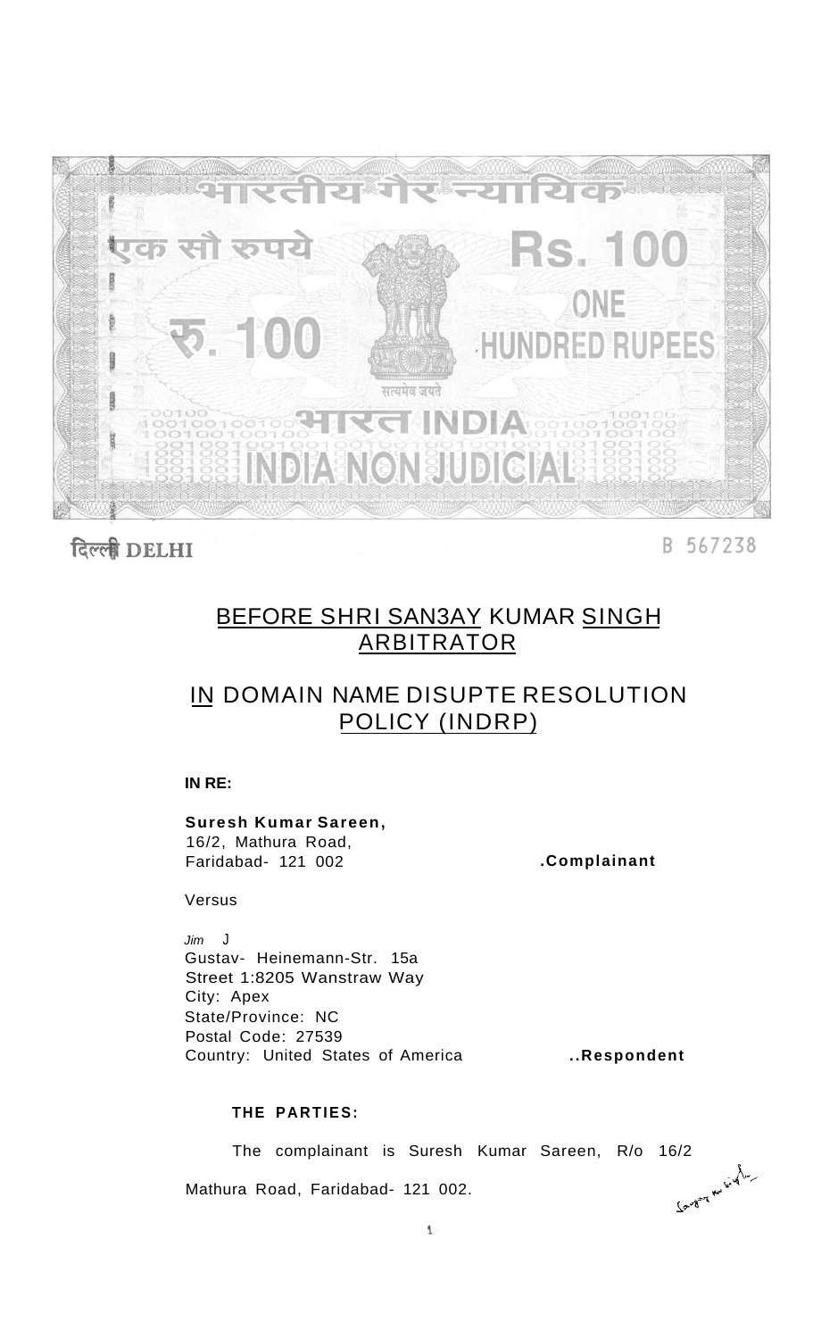भारतीय गैर न्यायिक

एक सौ रुपये

Rs. 100

ONE HUNDRED RUPEES

रु. 100

सत्यमेव जयते

भारत INDIA

INDIA NON JUDICIAL

दिल्ली DELHI

B 567238

## BEFORE SHRI SAN3AY KUMAR SINGH ARBITRATOR

## IN DOMAIN NAME DISUPTE RESOLUTION POLICY (INDRP)

**IN RE:**

**Suresh Kumar Sareen,**
16/2, Mathura Road,
Faridabad- 121 002 **.Complainant**

Versus

*Jim* J
Gustav- Heinemann-Str. 15a
Street 1:8205 Wanstraw Way
City: Apex
State/Province: NC
Postal Code: 27539
Country: United States of America **..Respondent**

**THE PARTIES:**

The complainant is Suresh Kumar Sareen, R/o 16/2 Mathura Road, Faridabad- 121 002.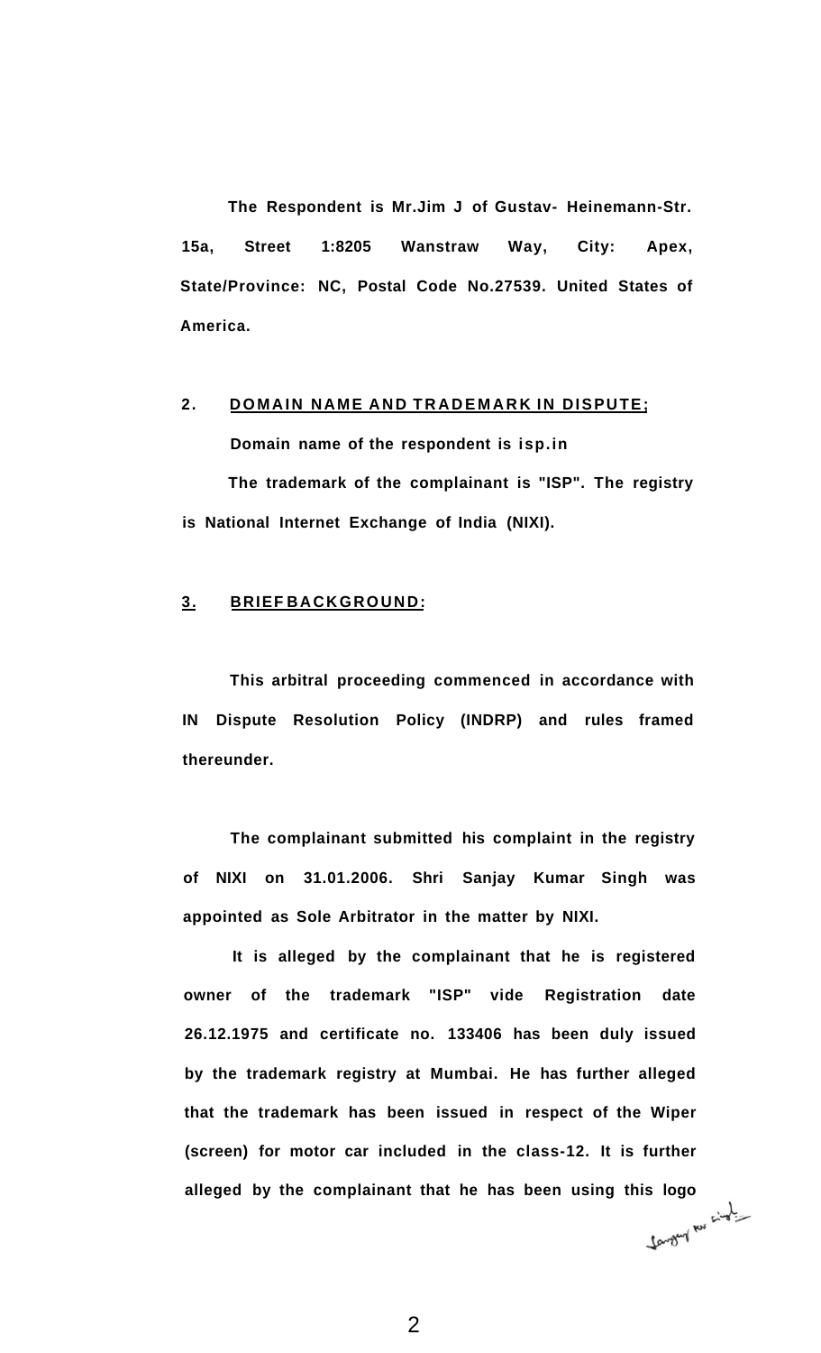**The Respondent is Mr.Jim J of Gustav- Heinemann-Str. 15a, Street 1:8205 Wanstraw Way, City: Apex, State/Province: NC, Postal Code No.27539. United States of America.**

## 2. <u>DOMAIN NAME AND TRADEMARK IN DISPUTE;</u>

**Domain name of the respondent is isp.in**

**The trademark of the complainant is "ISP". The registry is National Internet Exchange of India (NIXI).**

## <u>3.</u> <u>BRIEF BACKGROUND:</u>

**This arbitral proceeding commenced in accordance with IN Dispute Resolution Policy (INDRP) and rules framed thereunder.**

**The complainant submitted his complaint in the registry of NIXI on 31.01.2006. Shri Sanjay Kumar Singh was appointed as Sole Arbitrator in the matter by NIXI.**

**It is alleged by the complainant that he is registered owner of the trademark "ISP" vide Registration date 26.12.1975 and certificate no. 133406 has been duly issued by the trademark registry at Mumbai. He has further alleged that the trademark has been issued in respect of the Wiper (screen) for motor car included in the class-12. It is further alleged by the complainant that he has been using this logo**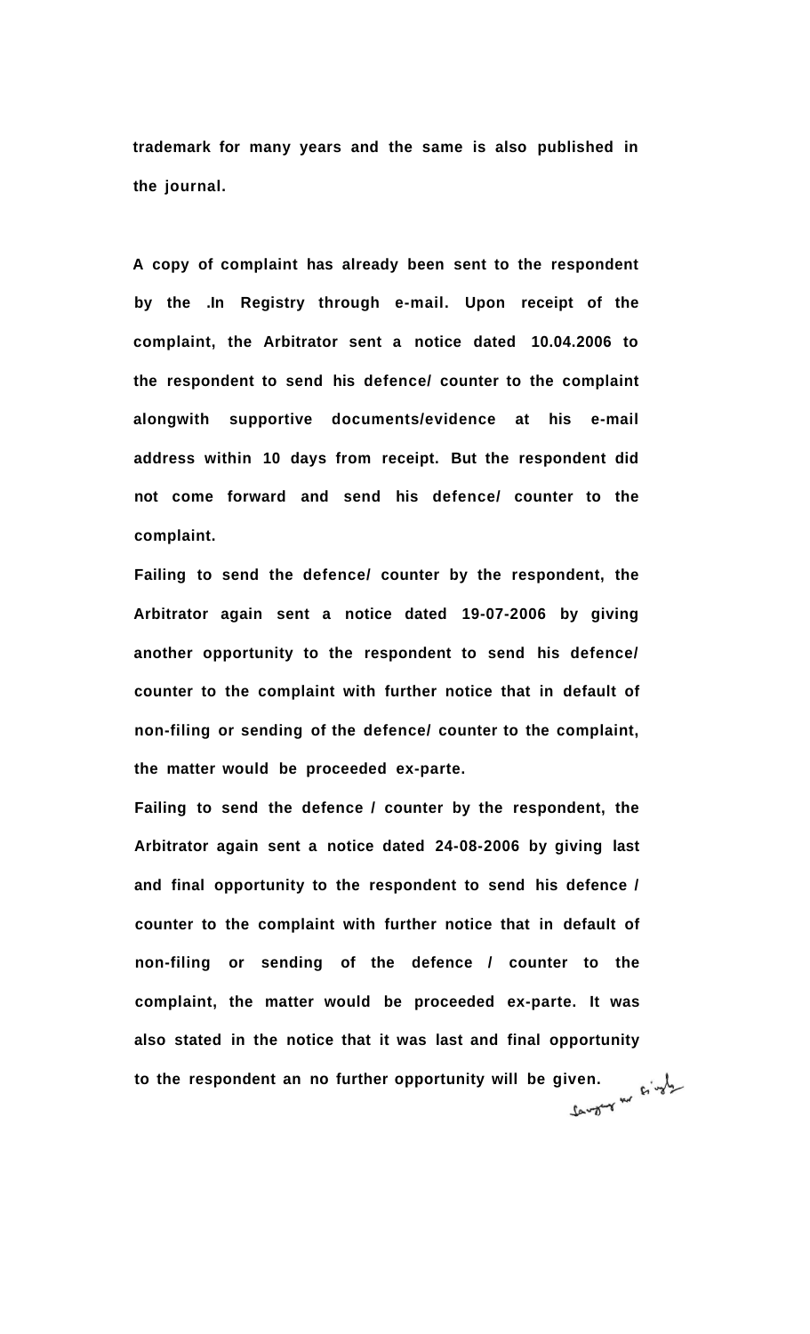**trademark for many years and the same is also published in the journal.**

**A copy of complaint has already been sent to the respondent by the .In Registry through e-mail. Upon receipt of the complaint, the Arbitrator sent a notice dated 10.04.2006 to the respondent to send his defence/ counter to the complaint alongwith supportive documents/evidence at his e-mail address within 10 days from receipt. But the respondent did not come forward and send his defence/ counter to the complaint.**

**Failing to send the defence/ counter by the respondent, the Arbitrator again sent a notice dated 19-07-2006 by giving another opportunity to the respondent to send his defence/ counter to the complaint with further notice that in default of non-filing or sending of the defence/ counter to the complaint, the matter would be proceeded ex-parte.**

**Failing to send the defence / counter by the respondent, the Arbitrator again sent a notice dated 24-08-2006 by giving last and final opportunity to the respondent to send his defence / counter to the complaint with further notice that in default of non-filing or sending of the defence / counter to the complaint, the matter would be proceeded ex-parte. It was also stated in the notice that it was last and final opportunity to the respondent an no further opportunity will be given.**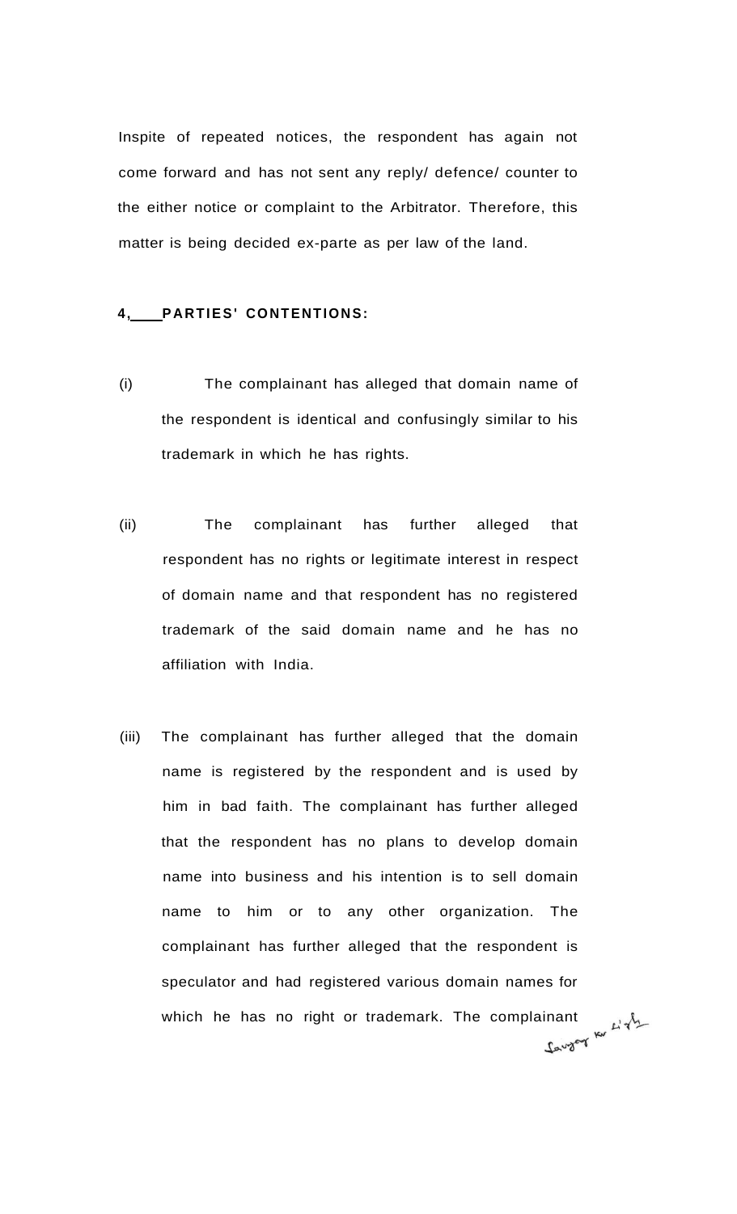Inspite of repeated notices, the respondent has again not come forward and has not sent any reply/ defence/ counter to the either notice or complaint to the Arbitrator. Therefore, this matter is being decided ex-parte as per law of the land.

**4, PARTIES' CONTENTIONS:**

(i) The complainant has alleged that domain name of the respondent is identical and confusingly similar to his trademark in which he has rights.

(ii) The complainant has further alleged that respondent has no rights or legitimate interest in respect of domain name and that respondent has no registered trademark of the said domain name and he has no affiliation with India.

(iii) The complainant has further alleged that the domain name is registered by the respondent and is used by him in bad faith. The complainant has further alleged that the respondent has no plans to develop domain name into business and his intention is to sell domain name to him or to any other organization. The complainant has further alleged that the respondent is speculator and had registered various domain names for which he has no right or trademark. The complainant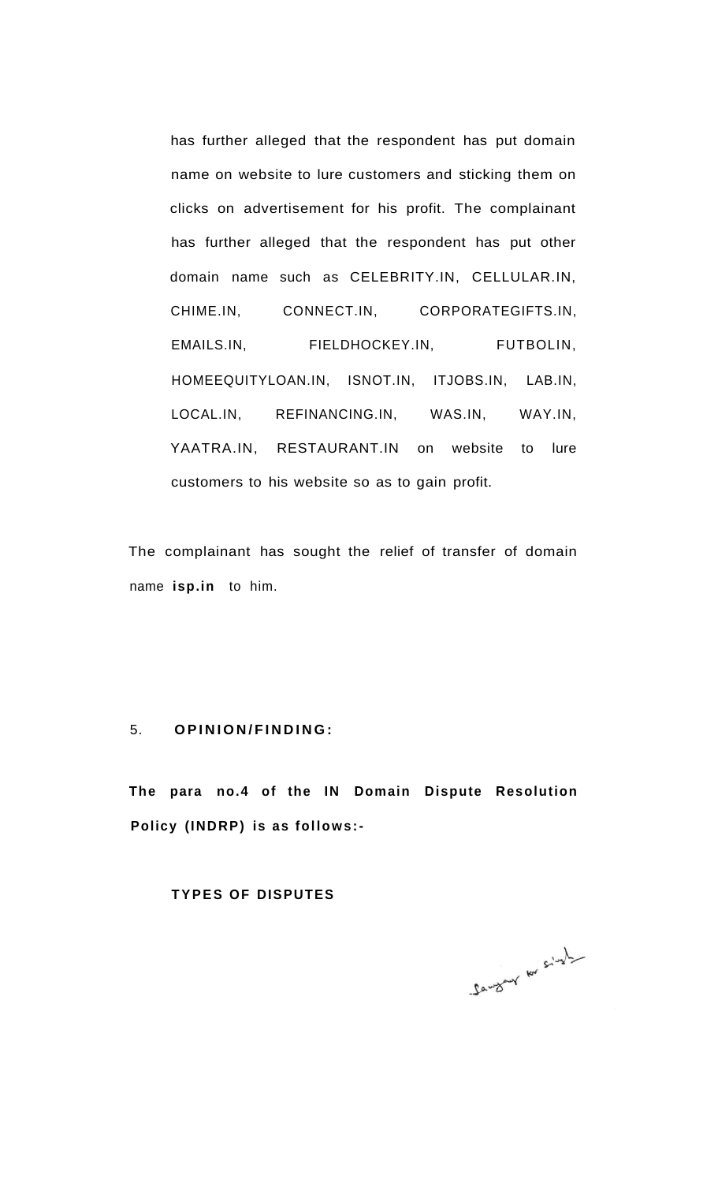has further alleged that the respondent has put domain name on website to lure customers and sticking them on clicks on advertisement for his profit. The complainant has further alleged that the respondent has put other domain name such as CELEBRITY.IN, CELLULAR.IN, CHIME.IN, CONNECT.IN, CORPORATEGIFTS.IN, EMAILS.IN, FIELDHOCKEY.IN, FUTBOLIN, HOMEEQUITYLOAN.IN, ISNOT.IN, ITJOBS.IN, LAB.IN, LOCAL.IN, REFINANCING.IN, WAS.IN, WAY.IN, YAATRA.IN, RESTAURANT.IN on website to lure customers to his website so as to gain profit.

The complainant has sought the relief of transfer of domain name **isp.in** to him.

5. **OPINION/FINDING:**

**The para no.4 of the IN Domain Dispute Resolution Policy (INDRP) is as follows:-**

**TYPES OF DISPUTES**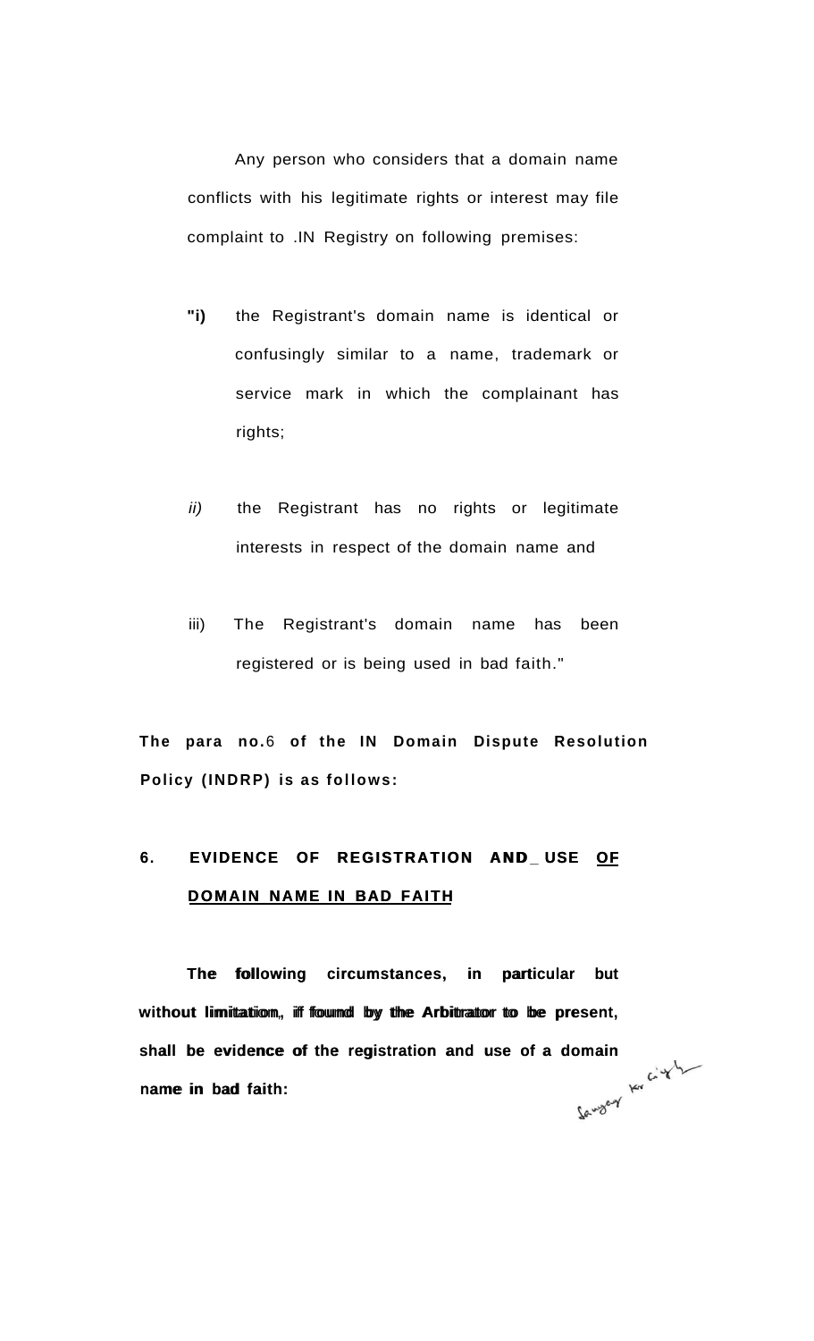Any person who considers that a domain name conflicts with his legitimate rights or interest may file complaint to .IN Registry on following premises:

**"i)** the Registrant's domain name is identical or confusingly similar to a name, trademark or service mark in which the complainant has rights;

*ii)* the Registrant has no rights or legitimate interests in respect of the domain name and

iii) The Registrant's domain name has been registered or is being used in bad faith."

**The para no.**6 **of the IN Domain Dispute Resolution Policy (INDRP) is as follows:**

**6. EVIDENCE OF REGISTRATION AND_ USE <u>OF</u>** **<u>DOMAIN NAME IN BAD FAITH</u>**

**The following circumstances, in particular but without limitation, if found by the Arbitrator to be present, shall be evidence of the registration and use of a domain name in bad faith:**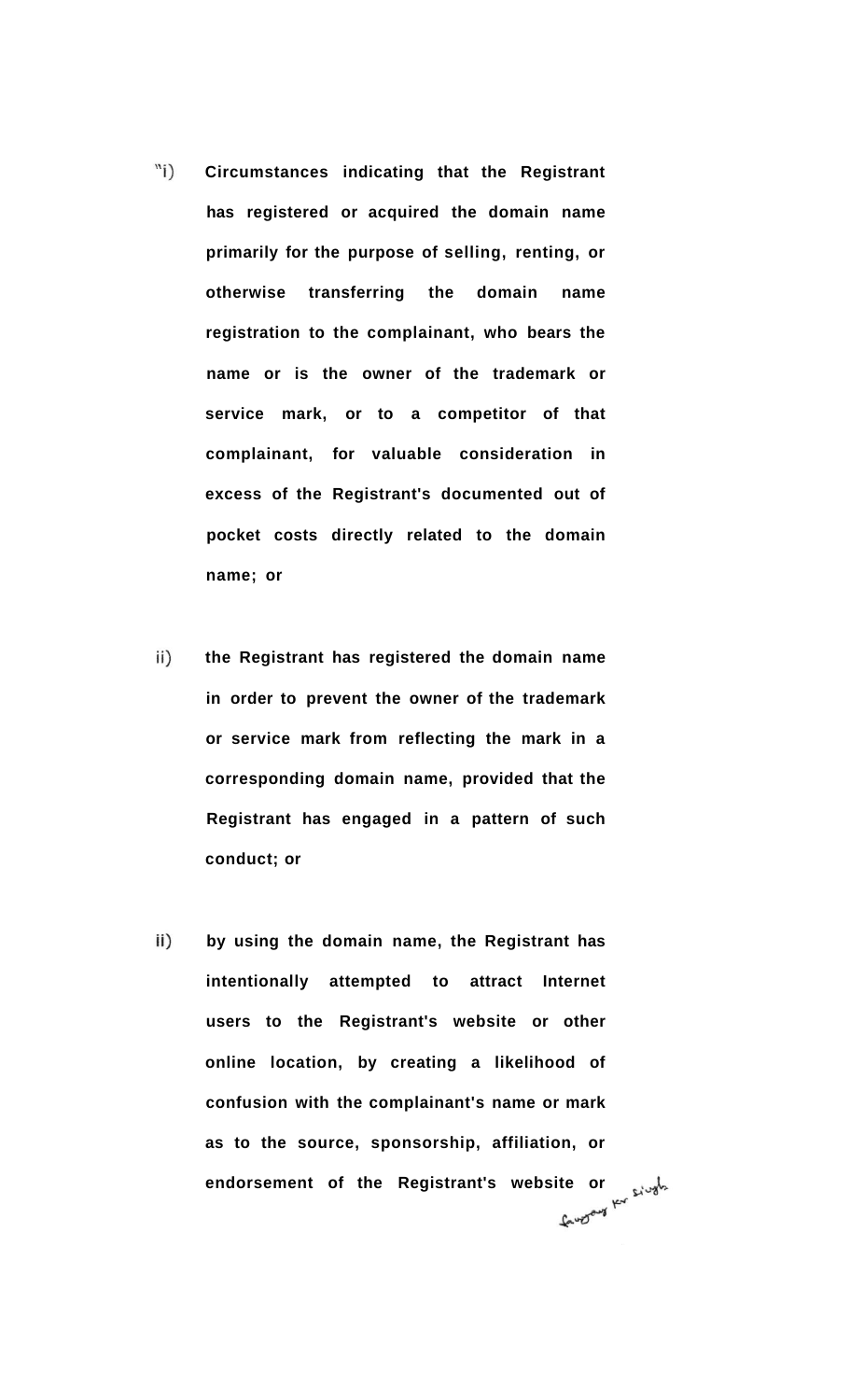"i) **Circumstances indicating that the Registrant has registered or acquired the domain name primarily for the purpose of selling, renting, or otherwise transferring the domain name registration to the complainant, who bears the name or is the owner of the trademark or service mark, or to a competitor of that complainant, for valuable consideration in excess of the Registrant's documented out of pocket costs directly related to the domain name; or**

ii) **the Registrant has registered the domain name in order to prevent the owner of the trademark or service mark from reflecting the mark in a corresponding domain name, provided that the Registrant has engaged in a pattern of such conduct; or**

ii) **by using the domain name, the Registrant has intentionally attempted to attract Internet users to the Registrant's website or other online location, by creating a likelihood of confusion with the complainant's name or mark as to the source, sponsorship, affiliation, or endorsement of the Registrant's website or**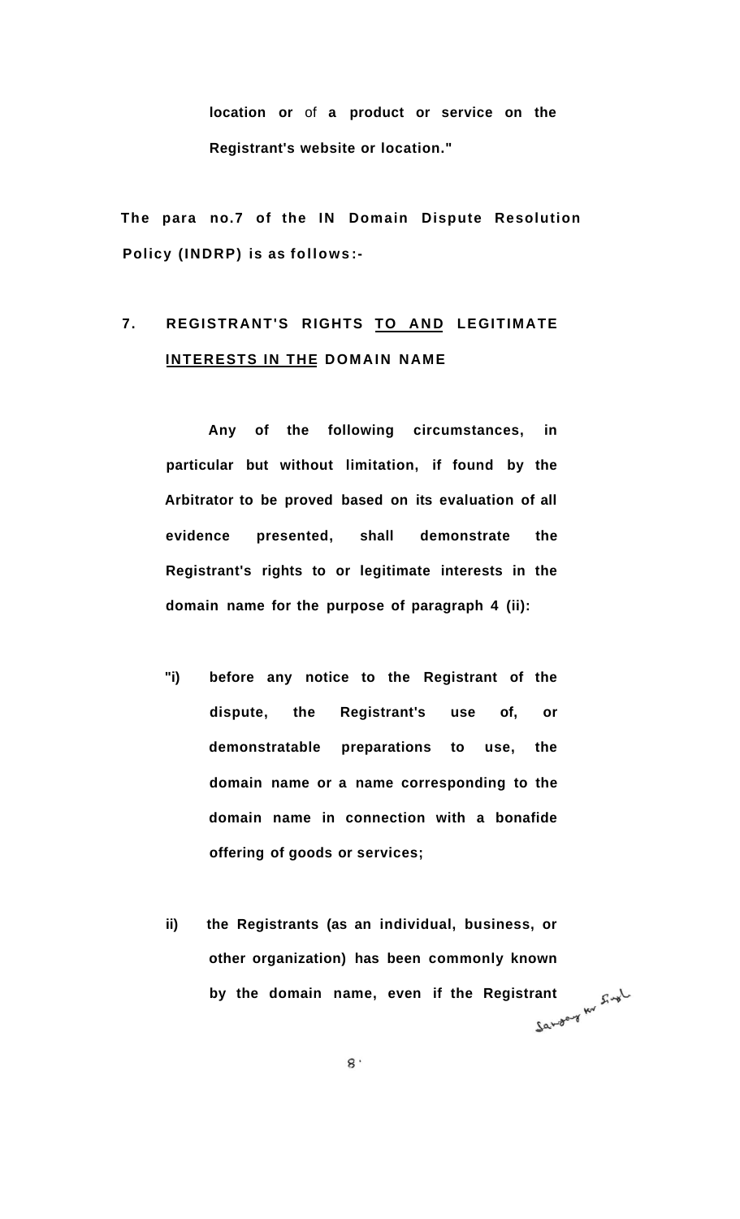**location or** of **a product or service on the Registrant's website or location."**

**The para no.7 of the IN Domain Dispute Resolution Policy (INDRP) is as follows:-**

**7. REGISTRANT'S RIGHTS TO AND LEGITIMATE INTERESTS IN THE DOMAIN NAME**

**Any of the following circumstances, in particular but without limitation, if found by the Arbitrator to be proved based on its evaluation of all evidence presented, shall demonstrate the Registrant's rights to or legitimate interests in the domain name for the purpose of paragraph 4 (ii):**

**"i) before any notice to the Registrant of the dispute, the Registrant's use of, or demonstratable preparations to use, the domain name or a name corresponding to the domain name in connection with a bonafide offering of goods or services;**

**ii) the Registrants (as an individual, business, or other organization) has been commonly known by the domain name, even if the Registrant**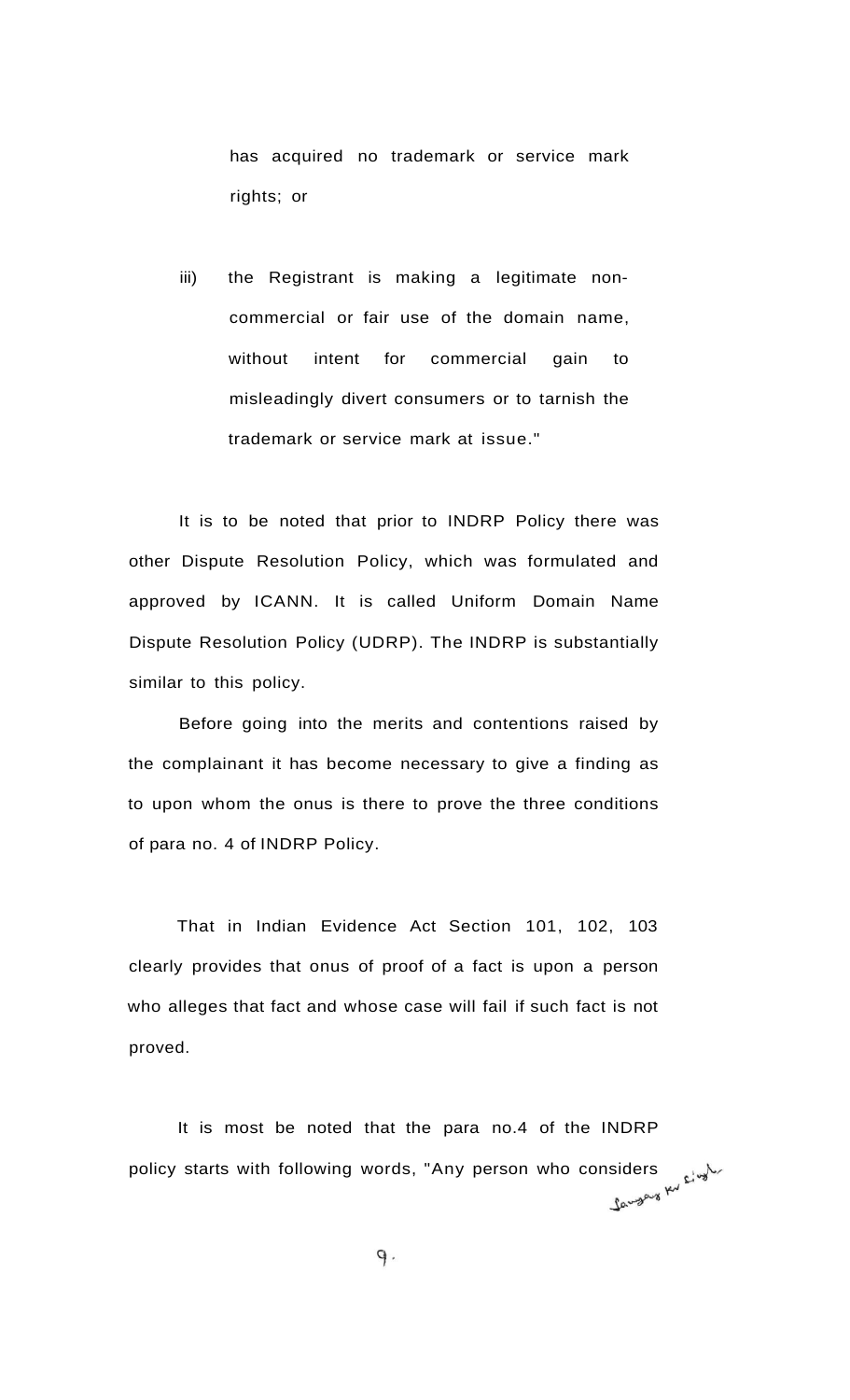has acquired no trademark or service mark rights; or

iii) the Registrant is making a legitimate non-commercial or fair use of the domain name, without intent for commercial gain to misleadingly divert consumers or to tarnish the trademark or service mark at issue."

It is to be noted that prior to INDRP Policy there was other Dispute Resolution Policy, which was formulated and approved by ICANN. It is called Uniform Domain Name Dispute Resolution Policy (UDRP). The INDRP is substantially similar to this policy.

Before going into the merits and contentions raised by the complainant it has become necessary to give a finding as to upon whom the onus is there to prove the three conditions of para no. 4 of INDRP Policy.

That in Indian Evidence Act Section 101, 102, 103 clearly provides that onus of proof of a fact is upon a person who alleges that fact and whose case will fail if such fact is not proved.

It is most be noted that the para no.4 of the INDRP policy starts with following words, "Any person who considers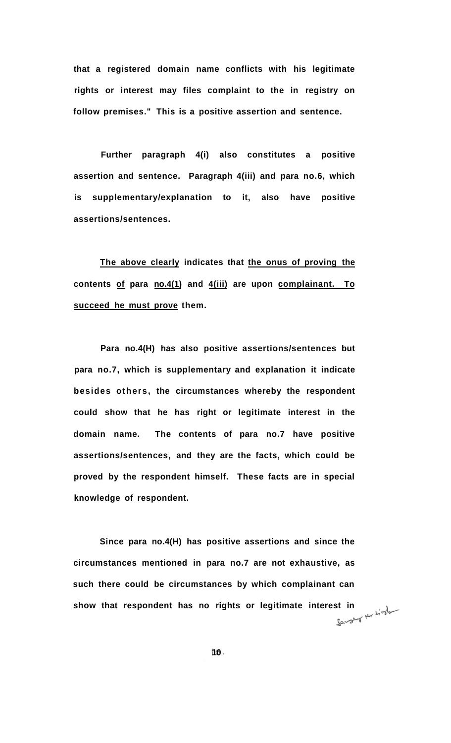that a registered domain name conflicts with his legitimate rights or interest may files complaint to the in registry on follow premises." This is a positive assertion and sentence.

Further paragraph 4(i) also constitutes a positive assertion and sentence. Paragraph 4(iii) and para no.6, which is supplementary/explanation to it, also have positive assertions/sentences.

<u>The above clearly</u> indicates that <u>the onus of proving the</u> contents <u>of</u> para <u>no.4(1)</u> and <u>4(iii)</u> are upon <u>complainant. To succeed he must prove</u> them.

Para no.4(H) has also positive assertions/sentences but para no.7, which is supplementary and explanation it indicate besides others, the circumstances whereby the respondent could show that he has right or legitimate interest in the domain name. The contents of para no.7 have positive assertions/sentences, and they are the facts, which could be proved by the respondent himself. These facts are in special knowledge of respondent.

Since para no.4(H) has positive assertions and since the circumstances mentioned in para no.7 are not exhaustive, as such there could be circumstances by which complainant can show that respondent has no rights or legitimate interest in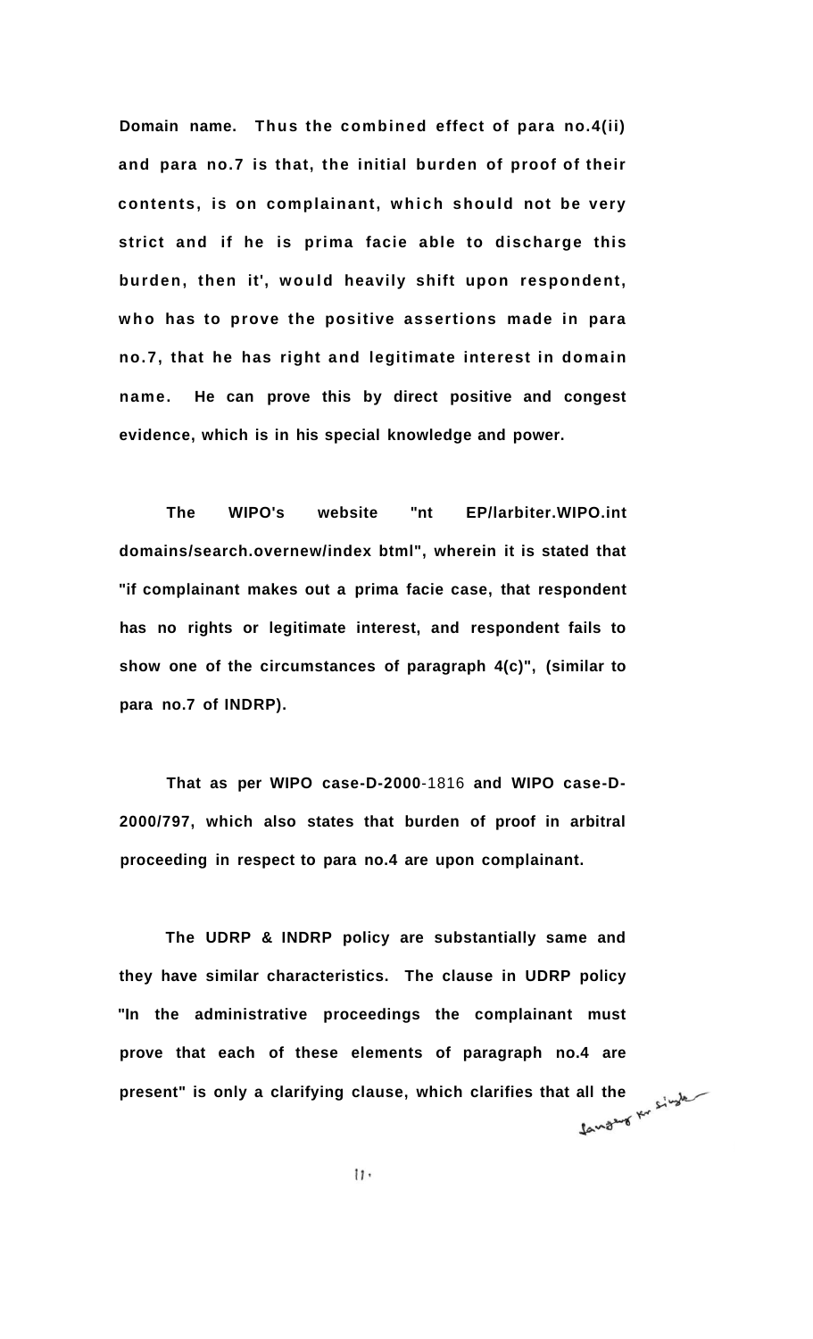**Domain name. Thus the combined effect of para no.4(ii) and para no.7 is that, the initial burden of proof of their contents, is on complainant, which should not be very strict and if he is prima facie able to discharge this burden, then it', would heavily shift upon respondent, who has to prove the positive assertions made in para no.7, that he has right and legitimate interest in domain name. He can prove this by direct positive and congest evidence, which is in his special knowledge and power.**

**The WIPO's website "nt EP/larbiter.WIPO.int domains/search.overnew/index btml", wherein it is stated that "if complainant makes out a prima facie case, that respondent has no rights or legitimate interest, and respondent fails to show one of the circumstances of paragraph 4(c)", (similar to para no.7 of INDRP).**

**That as per WIPO case-D-2000**-1816 **and WIPO case-D-2000/797, which also states that burden of proof in arbitral proceeding in respect to para no.4 are upon complainant.**

**The UDRP & INDRP policy are substantially same and they have similar characteristics. The clause in UDRP policy "In the administrative proceedings the complainant must prove that each of these elements of paragraph no.4 are present" is only a clarifying clause, which clarifies that all the**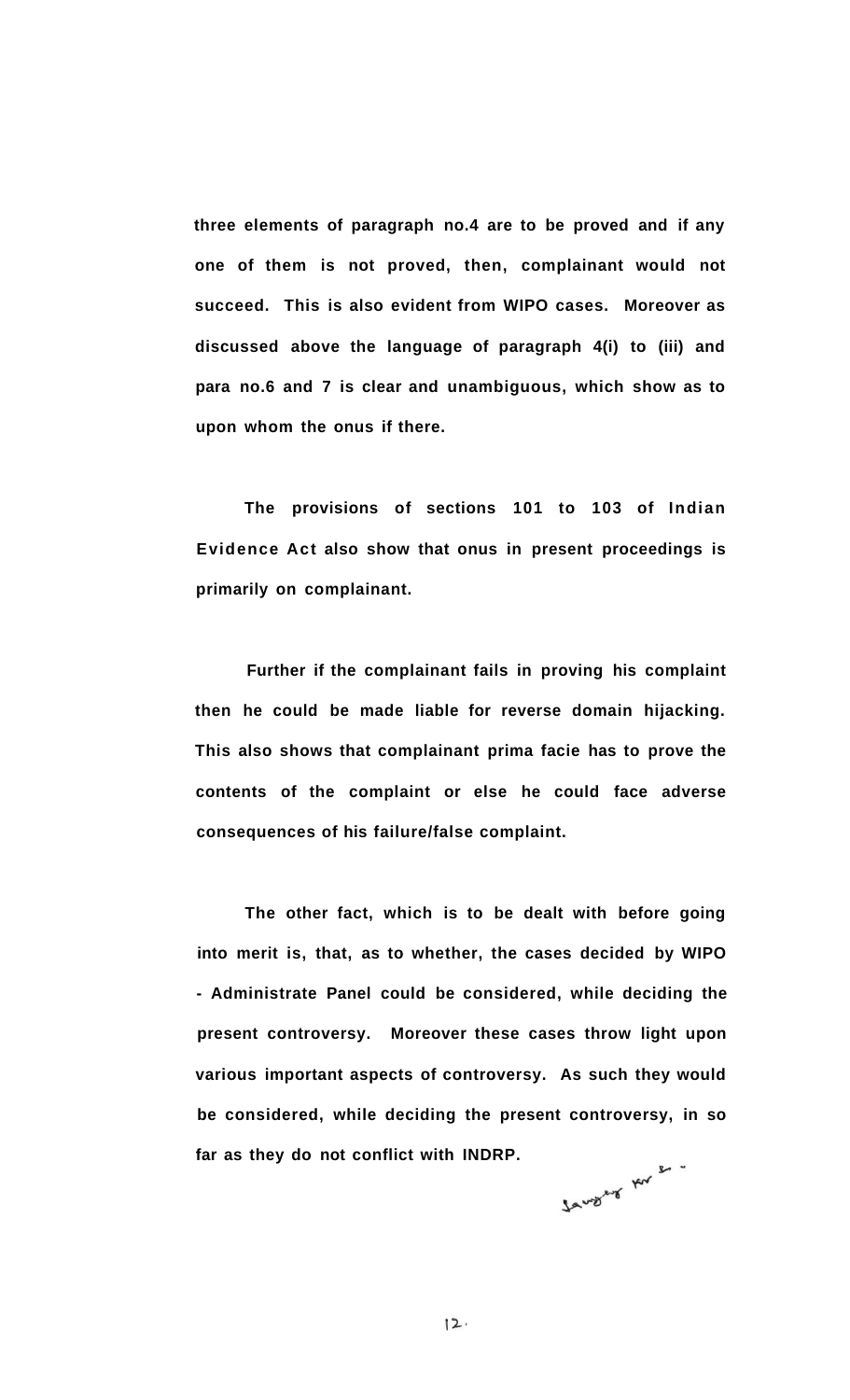**three elements of paragraph no.4 are to be proved and if any one of them is not proved, then, complainant would not succeed. This is also evident from WIPO cases. Moreover as discussed above the language of paragraph 4(i) to (iii) and para no.6 and 7 is clear and unambiguous, which show as to upon whom the onus if there.**

**The provisions of sections 101 to 103 of Indian Evidence Act also show that onus in present proceedings is primarily on complainant.**

**Further if the complainant fails in proving his complaint then he could be made liable for reverse domain hijacking. This also shows that complainant prima facie has to prove the contents of the complaint or else he could face adverse consequences of his failure/false complaint.**

**The other fact, which is to be dealt with before going into merit is, that, as to whether, the cases decided by WIPO - Administrate Panel could be considered, while deciding the present controversy. Moreover these cases throw light upon various important aspects of controversy. As such they would be considered, while deciding the present controversy, in so far as they do not conflict with INDRP.**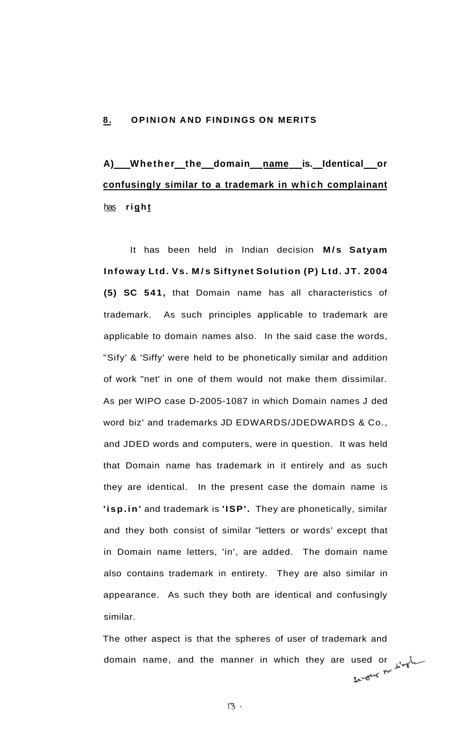## 8. OPINION AND FINDINGS ON MERITS

### A) Whether the domain name is. Identical or confusingly similar to a trademark in which complainant has right

It has been held in Indian decision **M/s Satyam Infoway Ltd. Vs. M/s Siftynet Solution (P) Ltd. JT. 2004 (5) SC 541,** that Domain name has all characteristics of trademark. As such principles applicable to trademark are applicable to domain names also. In the said case the words, "Sify' & 'Siffy' were held to be phonetically similar and addition of work "net' in one of them would not make them dissimilar. As per WIPO case D-2005-1087 in which Domain names J ded word biz' and trademarks JD EDWARDS/JDEDWARDS & Co., and JDED words and computers, were in question. It was held that Domain name has trademark in it entirely and as such they are identical. In the present case the domain name is **'isp.in'** and trademark is **'ISP'.** They are phonetically, similar and they both consist of similar "letters or words' except that in Domain name letters, 'in', are added. The domain name also contains trademark in entirety. They are also similar in appearance. As such they both are identical and confusingly similar.

The other aspect is that the spheres of user of trademark and domain name, and the manner in which they are used or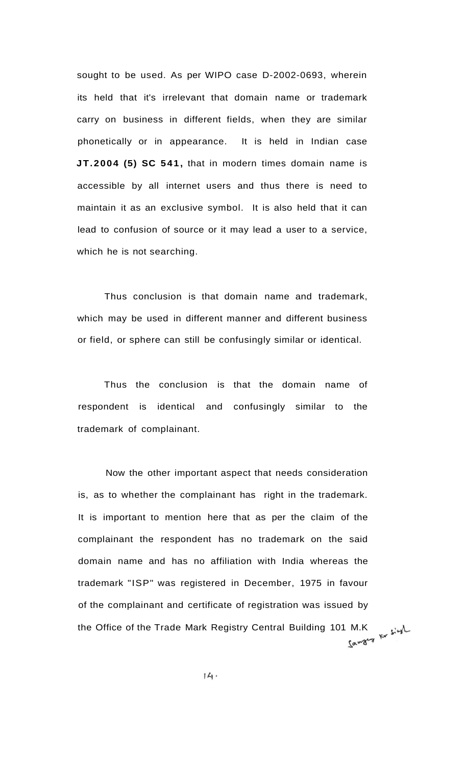sought to be used. As per WIPO case D-2002-0693, wherein its held that it's irrelevant that domain name or trademark carry on business in different fields, when they are similar phonetically or in appearance. It is held in Indian case **JT.2004 (5) SC 541,** that in modern times domain name is accessible by all internet users and thus there is need to maintain it as an exclusive symbol. It is also held that it can lead to confusion of source or it may lead a user to a service, which he is not searching.

Thus conclusion is that domain name and trademark, which may be used in different manner and different business or field, or sphere can still be confusingly similar or identical.

Thus the conclusion is that the domain name of respondent is identical and confusingly similar to the trademark of complainant.

Now the other important aspect that needs consideration is, as to whether the complainant has right in the trademark. It is important to mention here that as per the claim of the complainant the respondent has no trademark on the said domain name and has no affiliation with India whereas the trademark "ISP" was registered in December, 1975 in favour of the complainant and certificate of registration was issued by the Office of the Trade Mark Registry Central Building 101 M.K

Sanjay Kr Singh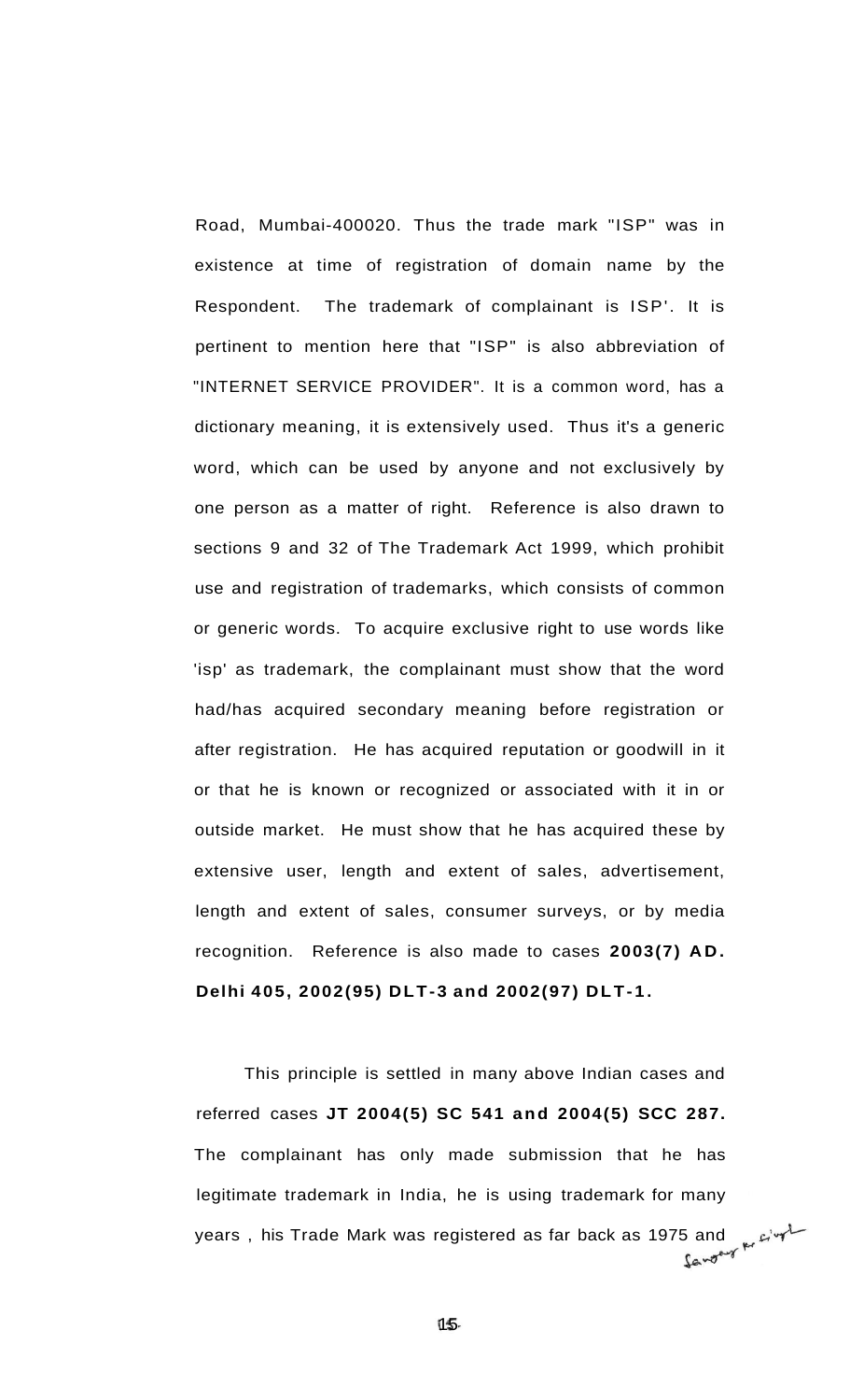Road, Mumbai-400020. Thus the trade mark "ISP" was in existence at time of registration of domain name by the Respondent. The trademark of complainant is ISP'. It is pertinent to mention here that "ISP" is also abbreviation of "INTERNET SERVICE PROVIDER". It is a common word, has a dictionary meaning, it is extensively used. Thus it's a generic word, which can be used by anyone and not exclusively by one person as a matter of right. Reference is also drawn to sections 9 and 32 of The Trademark Act 1999, which prohibit use and registration of trademarks, which consists of common or generic words. To acquire exclusive right to use words like 'isp' as trademark, the complainant must show that the word had/has acquired secondary meaning before registration or after registration. He has acquired reputation or goodwill in it or that he is known or recognized or associated with it in or outside market. He must show that he has acquired these by extensive user, length and extent of sales, advertisement, length and extent of sales, consumer surveys, or by media recognition. Reference is also made to cases **2003(7) AD. Delhi 405, 2002(95) DLT-3 and 2002(97) DLT-1.**

This principle is settled in many above Indian cases and referred cases **JT 2004(5) SC 541 and 2004(5) SCC 287.** The complainant has only made submission that he has legitimate trademark in India, he is using trademark for many years , his Trade Mark was registered as far back as 1975 and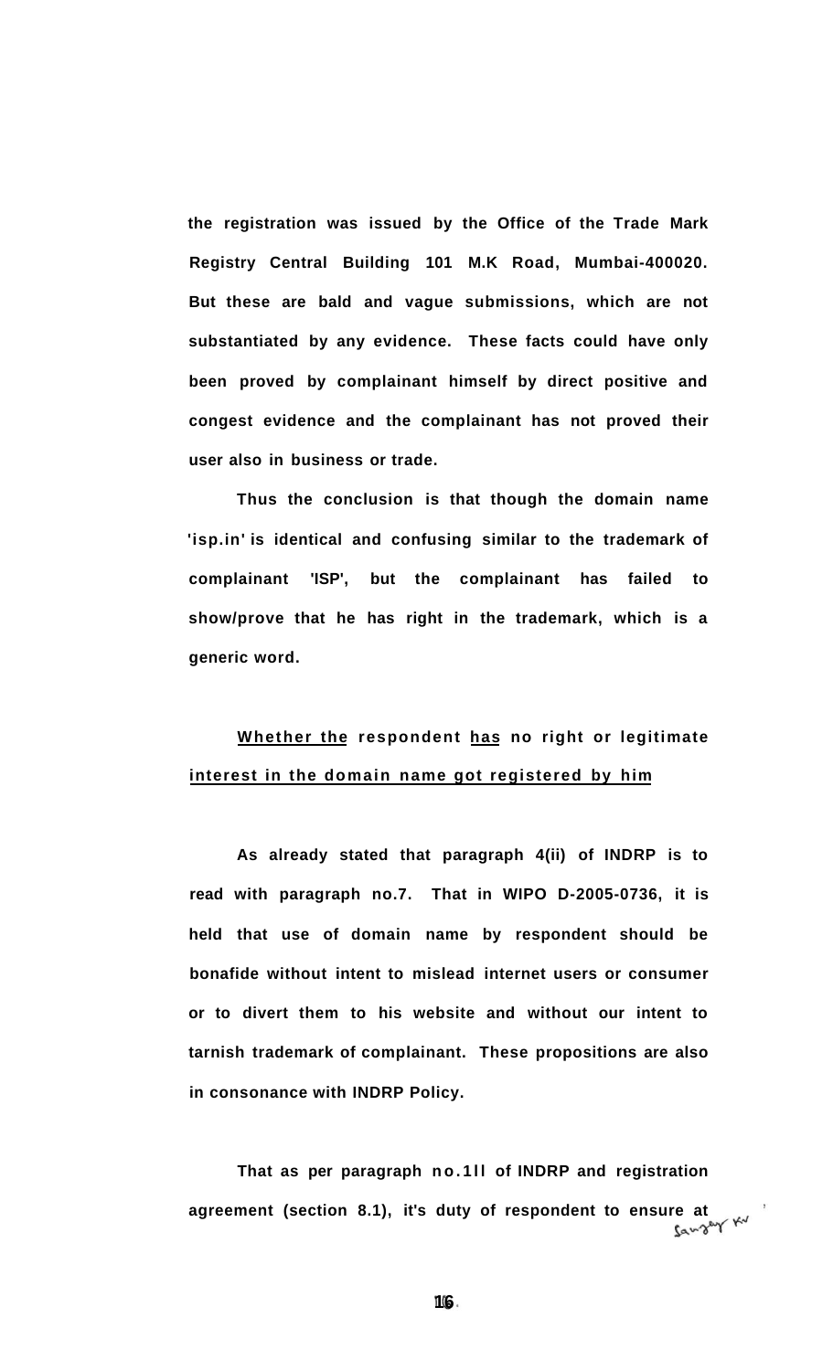**the registration was issued by the Office of the Trade Mark Registry Central Building 101 M.K Road, Mumbai-400020. But these are bald and vague submissions, which are not substantiated by any evidence. These facts could have only been proved by complainant himself by direct positive and congest evidence and the complainant has not proved their user also in business or trade.**

**Thus the conclusion is that though the domain name 'isp.in' is identical and confusing similar to the trademark of complainant 'ISP', but the complainant has failed to show/prove that he has right in the trademark, which is a generic word.**

**<u>Whether the</u> respondent <u>has</u> no right or legitimate <u>interest in the domain name got registered by him</u>**

**As already stated that paragraph 4(ii) of INDRP is to read with paragraph no.7. That in WIPO D-2005-0736, it is held that use of domain name by respondent should be bonafide without intent to mislead internet users or consumer or to divert them to his website and without our intent to tarnish trademark of complainant. These propositions are also in consonance with INDRP Policy.**

**That as per paragraph no.1ll of INDRP and registration agreement (section 8.1), it's duty of respondent to ensure at**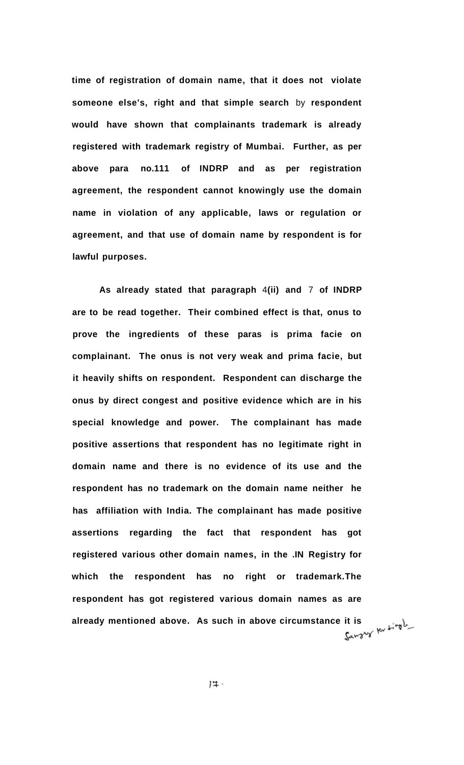**time of registration of domain name, that it does not violate someone else's, right and that simple search** by **respondent would have shown that complainants trademark is already registered with trademark registry of Mumbai. Further, as per above para no.111 of INDRP and as per registration agreement, the respondent cannot knowingly use the domain name in violation of any applicable, laws or regulation or agreement, and that use of domain name by respondent is for lawful purposes.**

**As already stated that paragraph** 4**(ii) and** 7 **of INDRP are to be read together. Their combined effect is that, onus to prove the ingredients of these paras is prima facie on complainant. The onus is not very weak and prima facie, but it heavily shifts on respondent. Respondent can discharge the onus by direct congest and positive evidence which are in his special knowledge and power. The complainant has made positive assertions that respondent has no legitimate right in domain name and there is no evidence of its use and the respondent has no trademark on the domain name neither he has affiliation with India. The complainant has made positive assertions regarding the fact that respondent has got registered various other domain names, in the .IN Registry for which the respondent has no right or trademark.The respondent has got registered various domain names as are already mentioned above. As such in above circumstance it is**

Sanjay kr Singh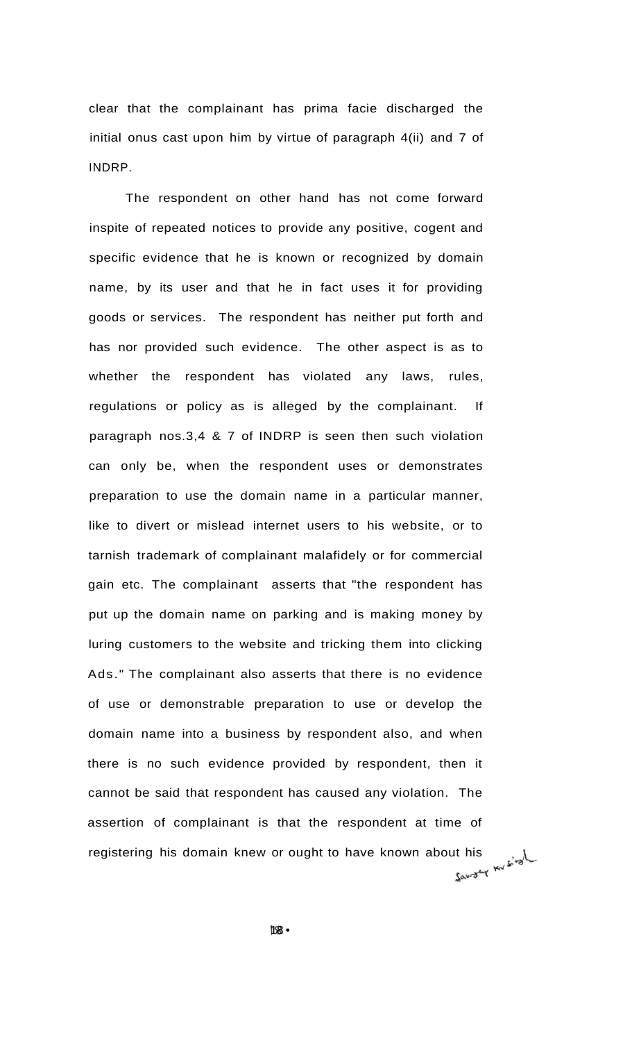clear that the complainant has prima facie discharged the initial onus cast upon him by virtue of paragraph 4(ii) and 7 of INDRP.

The respondent on other hand has not come forward inspite of repeated notices to provide any positive, cogent and specific evidence that he is known or recognized by domain name, by its user and that he in fact uses it for providing goods or services. The respondent has neither put forth and has nor provided such evidence. The other aspect is as to whether the respondent has violated any laws, rules, regulations or policy as is alleged by the complainant. If paragraph nos.3,4 & 7 of INDRP is seen then such violation can only be, when the respondent uses or demonstrates preparation to use the domain name in a particular manner, like to divert or mislead internet users to his website, or to tarnish trademark of complainant malafidely or for commercial gain etc. The complainant asserts that "the respondent has put up the domain name on parking and is making money by luring customers to the website and tricking them into clicking Ads." The complainant also asserts that there is no evidence of use or demonstrable preparation to use or develop the domain name into a business by respondent also, and when there is no such evidence provided by respondent, then it cannot be said that respondent has caused any violation. The assertion of complainant is that the respondent at time of registering his domain knew or ought to have known about his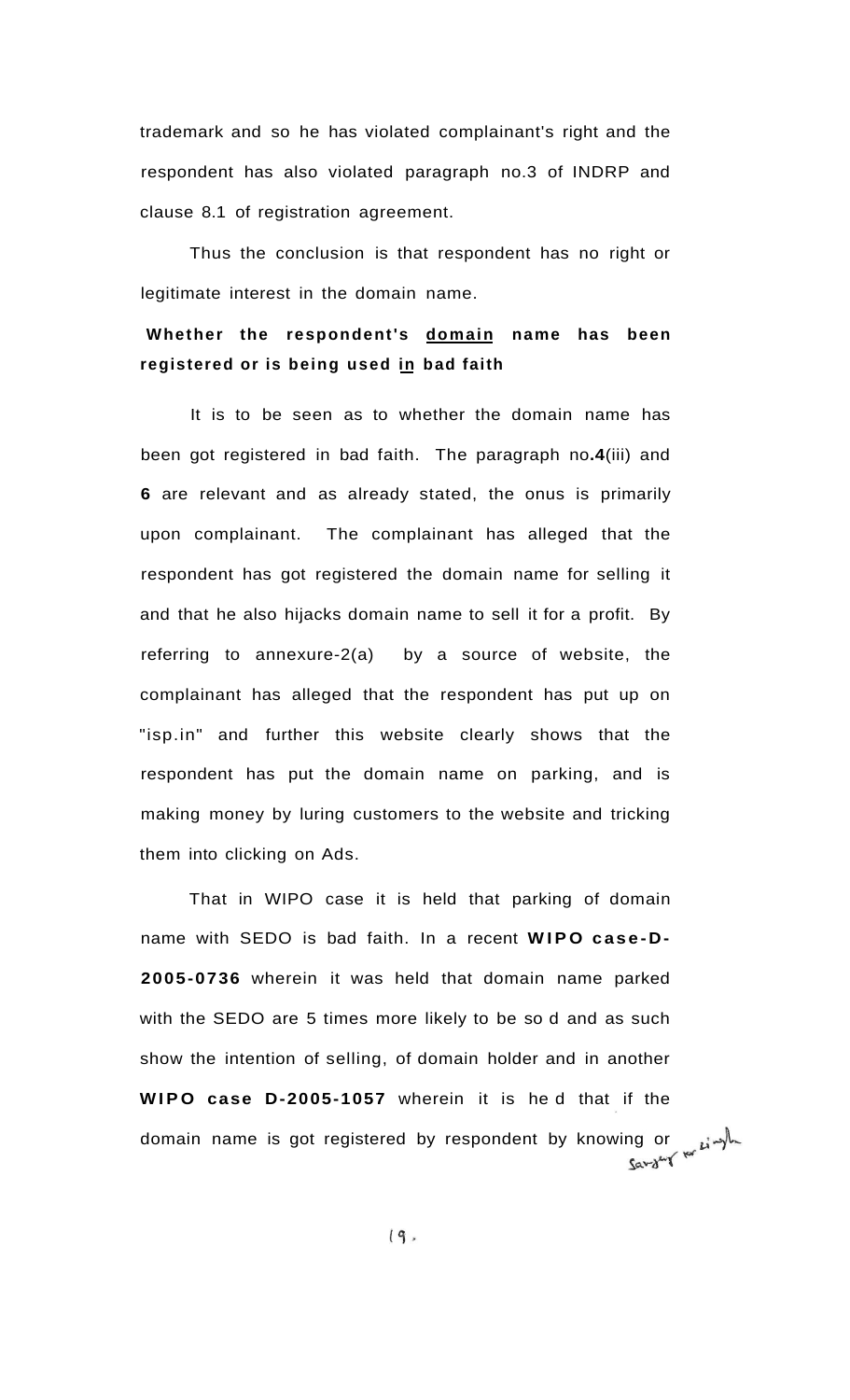trademark and so he has violated complainant's right and the respondent has also violated paragraph no.3 of INDRP and clause 8.1 of registration agreement.

Thus the conclusion is that respondent has no right or legitimate interest in the domain name.

**Whether the respondent's domain name has been registered or is being used in bad faith**

It is to be seen as to whether the domain name has been got registered in bad faith. The paragraph no.**4**(iii) and **6** are relevant and as already stated, the onus is primarily upon complainant. The complainant has alleged that the respondent has got registered the domain name for selling it and that he also hijacks domain name to sell it for a profit. By referring to annexure-2(a) by a source of website, the complainant has alleged that the respondent has put up on "isp.in" and further this website clearly shows that the respondent has put the domain name on parking, and is making money by luring customers to the website and tricking them into clicking on Ads.

That in WIPO case it is held that parking of domain name with SEDO is bad faith. In a recent **WIPO case-D-2005-0736** wherein it was held that domain name parked with the SEDO are 5 times more likely to be so d and as such show the intention of selling, of domain holder and in another **WIPO case D-2005-1057** wherein it is he d that if the domain name is got registered by respondent by knowing or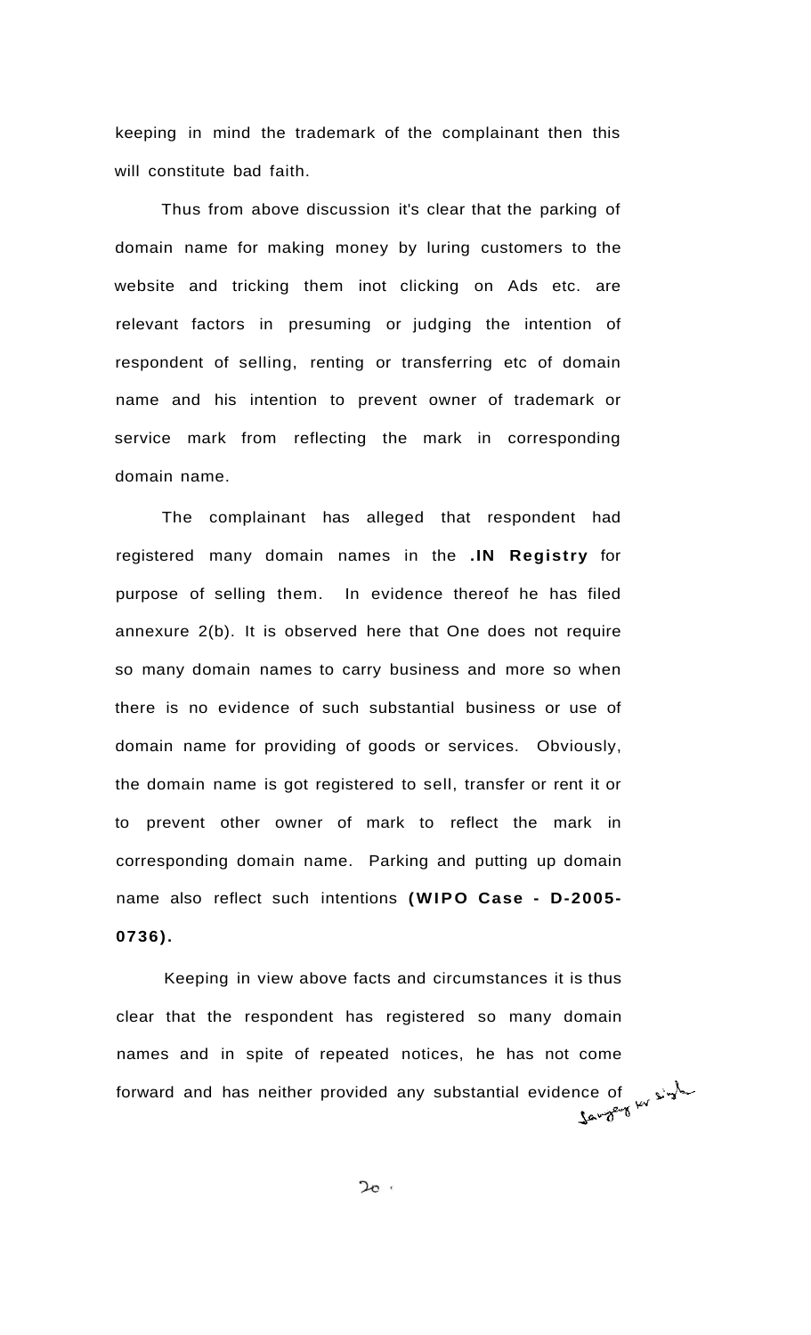keeping in mind the trademark of the complainant then this will constitute bad faith.

Thus from above discussion it's clear that the parking of domain name for making money by luring customers to the website and tricking them inot clicking on Ads etc. are relevant factors in presuming or judging the intention of respondent of selling, renting or transferring etc of domain name and his intention to prevent owner of trademark or service mark from reflecting the mark in corresponding domain name.

The complainant has alleged that respondent had registered many domain names in the **.IN Registry** for purpose of selling them. In evidence thereof he has filed annexure 2(b). It is observed here that One does not require so many domain names to carry business and more so when there is no evidence of such substantial business or use of domain name for providing of goods or services. Obviously, the domain name is got registered to sell, transfer or rent it or to prevent other owner of mark to reflect the mark in corresponding domain name. Parking and putting up domain name also reflect such intentions **(WIPO Case - D-2005-0736).**

Keeping in view above facts and circumstances it is thus clear that the respondent has registered so many domain names and in spite of repeated notices, he has not come forward and has neither provided any substantial evidence of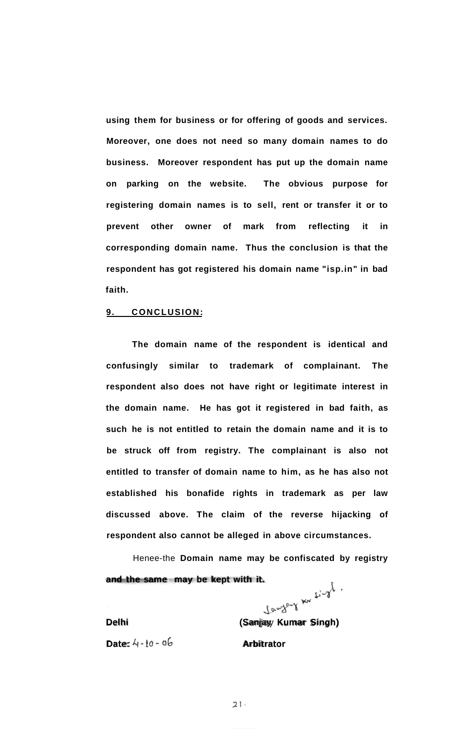**using them for business or for offering of goods and services. Moreover, one does not need so many domain names to do business. Moreover respondent has put up the domain name on parking on the website. The obvious purpose for registering domain names is to sell, rent or transfer it or to prevent other owner of mark from reflecting it in corresponding domain name. Thus the conclusion is that the respondent has got registered his domain name "isp.in" in bad faith.**

## 9. CONCLUSION:

**The domain name of the respondent is identical and confusingly similar to trademark of complainant. The respondent also does not have right or legitimate interest in the domain name. He has got it registered in bad faith, as such he is not entitled to retain the domain name and it is to be struck off from registry. The complainant is also not entitled to transfer of domain name to him, as he has also not established his bonafide rights in trademark as per law discussed above. The claim of the reverse hijacking of respondent also cannot be alleged in above circumstances.**

Henee-the **Domain name may be confiscated by registry and the same may be kept with it.**

**Delhi** **(Sanjay Kumar Singh)**

**Date:** 4-10-06 **Arbitrator**